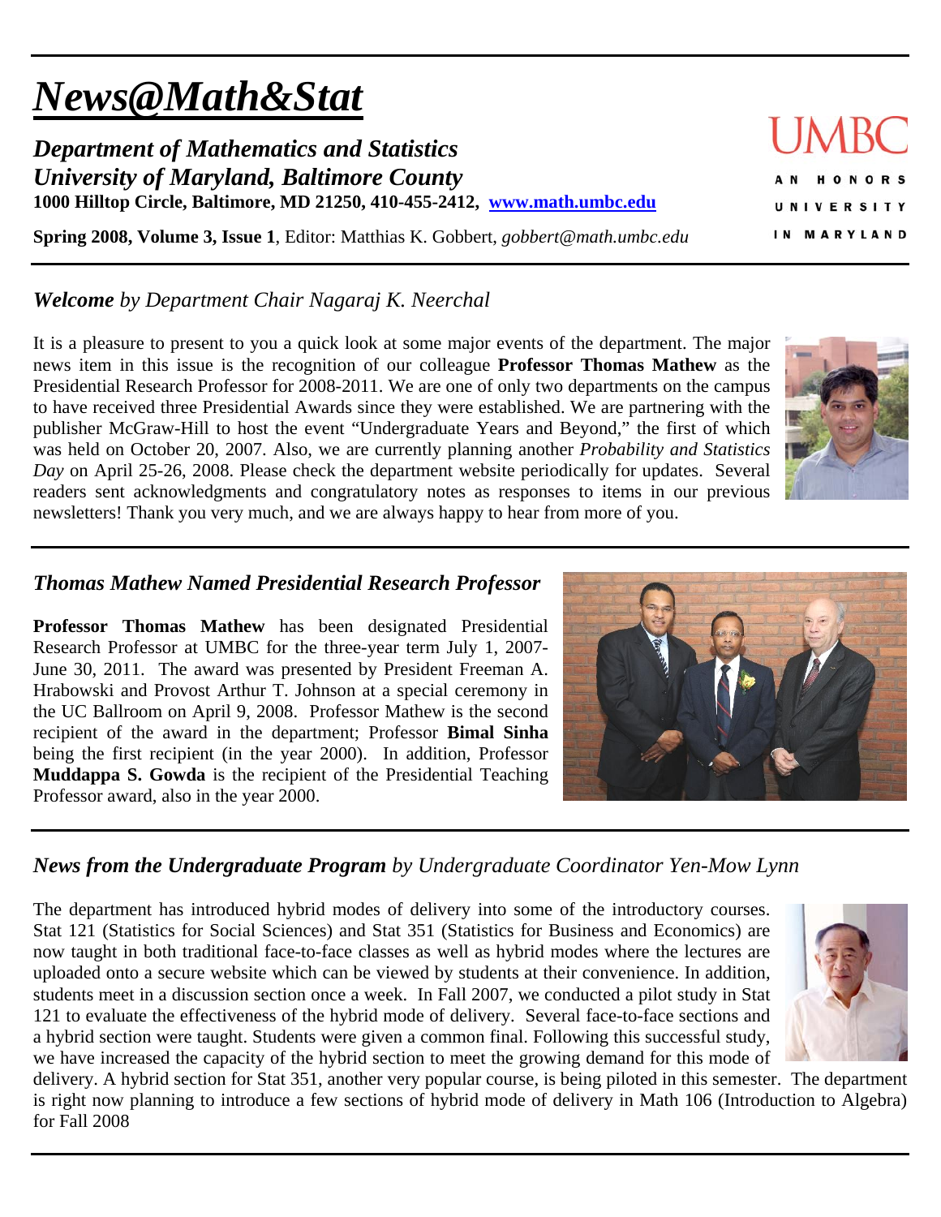# *News@Math&Stat*

***Department of Mathematics and Statistics***
***University of Maryland, Baltimore County***
**1000 Hilltop Circle, Baltimore, MD 21250, 410-455-2412, [www.math.umbc.edu](http://www.math.umbc.edu)**

**Spring 2008, Volume 3, Issue 1**, Editor: Matthias K. Gobbert, *gobbert@math.umbc.edu*

UMBC
AN HONORS UNIVERSITY IN MARYLAND

## *Welcome by Department Chair Nagaraj K. Neerchal*

It is a pleasure to present to you a quick look at some major events of the department. The major news item in this issue is the recognition of our colleague **Professor Thomas Mathew** as the Presidential Research Professor for 2008-2011. We are one of only two departments on the campus to have received three Presidential Awards since they were established. We are partnering with the publisher McGraw-Hill to host the event "Undergraduate Years and Beyond," the first of which was held on October 20, 2007. Also, we are currently planning another *Probability and Statistics Day* on April 25-26, 2008. Please check the department website periodically for updates. Several readers sent acknowledgments and congratulatory notes as responses to items in our previous newsletters! Thank you very much, and we are always happy to hear from more of you.

## *Thomas Mathew Named Presidential Research Professor*

**Professor Thomas Mathew** has been designated Presidential Research Professor at UMBC for the three-year term July 1, 2007-June 30, 2011. The award was presented by President Freeman A. Hrabowski and Provost Arthur T. Johnson at a special ceremony in the UC Ballroom on April 9, 2008. Professor Mathew is the second recipient of the award in the department; Professor **Bimal Sinha** being the first recipient (in the year 2000). In addition, Professor **Muddappa S. Gowda** is the recipient of the Presidential Teaching Professor award, also in the year 2000.

## *News from the Undergraduate Program by Undergraduate Coordinator Yen-Mow Lynn*

The department has introduced hybrid modes of delivery into some of the introductory courses. Stat 121 (Statistics for Social Sciences) and Stat 351 (Statistics for Business and Economics) are now taught in both traditional face-to-face classes as well as hybrid modes where the lectures are uploaded onto a secure website which can be viewed by students at their convenience. In addition, students meet in a discussion section once a week. In Fall 2007, we conducted a pilot study in Stat 121 to evaluate the effectiveness of the hybrid mode of delivery. Several face-to-face sections and a hybrid section were taught. Students were given a common final. Following this successful study, we have increased the capacity of the hybrid section to meet the growing demand for this mode of delivery. A hybrid section for Stat 351, another very popular course, is being piloted in this semester. The department is right now planning to introduce a few sections of hybrid mode of delivery in Math 106 (Introduction to Algebra) for Fall 2008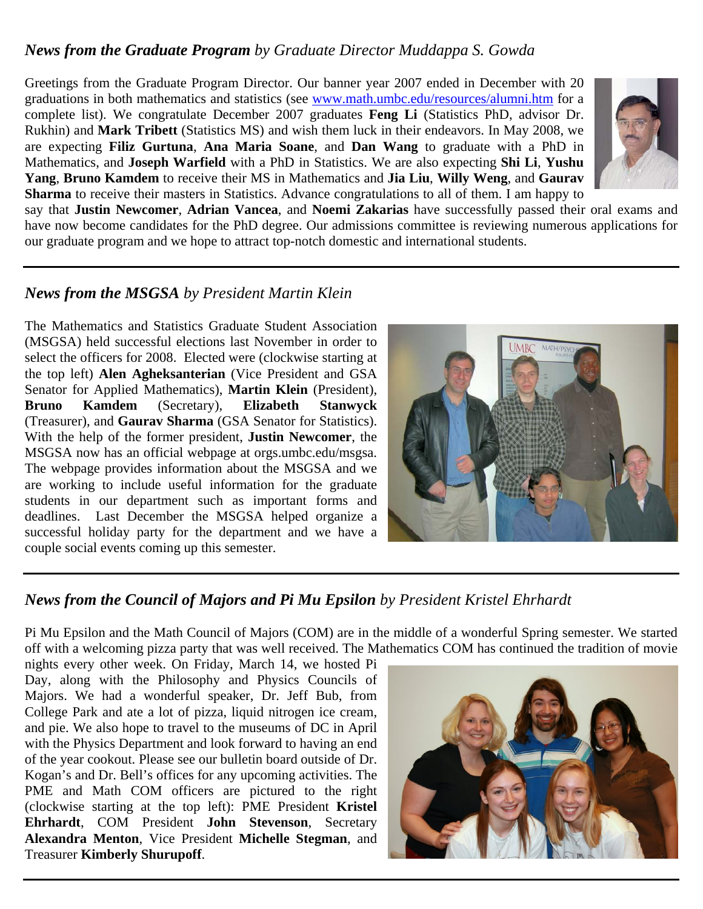## *News from the Graduate Program by Graduate Director Muddappa S. Gowda*

Greetings from the Graduate Program Director. Our banner year 2007 ended in December with 20 graduations in both mathematics and statistics (see www.math.umbc.edu/resources/alumni.htm for a complete list). We congratulate December 2007 graduates **Feng Li** (Statistics PhD, advisor Dr. Rukhin) and **Mark Tribett** (Statistics MS) and wish them luck in their endeavors. In May 2008, we are expecting **Filiz Gurtuna**, **Ana Maria Soane**, and **Dan Wang** to graduate with a PhD in Mathematics, and **Joseph Warfield** with a PhD in Statistics. We are also expecting **Shi Li**, **Yushu Yang**, **Bruno Kamdem** to receive their MS in Mathematics and **Jia Liu**, **Willy Weng**, and **Gaurav Sharma** to receive their masters in Statistics. Advance congratulations to all of them. I am happy to say that **Justin Newcomer**, **Adrian Vancea**, and **Noemi Zakarias** have successfully passed their oral exams and have now become candidates for the PhD degree. Our admissions committee is reviewing numerous applications for our graduate program and we hope to attract top-notch domestic and international students.

---

## *News from the MSGSA by President Martin Klein*

The Mathematics and Statistics Graduate Student Association (MSGSA) held successful elections last November in order to select the officers for 2008. Elected were (clockwise starting at the top left) **Alen Agheksanterian** (Vice President and GSA Senator for Applied Mathematics), **Martin Klein** (President), **Bruno Kamdem** (Secretary), **Elizabeth Stanwyck** (Treasurer), and **Gaurav Sharma** (GSA Senator for Statistics). With the help of the former president, **Justin Newcomer**, the MSGSA now has an official webpage at orgs.umbc.edu/msgsa. The webpage provides information about the MSGSA and we are working to include useful information for the graduate students in our department such as important forms and deadlines. Last December the MSGSA helped organize a successful holiday party for the department and we have a couple social events coming up this semester.

---

## *News from the Council of Majors and Pi Mu Epsilon by President Kristel Ehrhardt*

Pi Mu Epsilon and the Math Council of Majors (COM) are in the middle of a wonderful Spring semester. We started off with a welcoming pizza party that was well received. The Mathematics COM has continued the tradition of movie nights every other week. On Friday, March 14, we hosted Pi Day, along with the Philosophy and Physics Councils of Majors. We had a wonderful speaker, Dr. Jeff Bub, from College Park and ate a lot of pizza, liquid nitrogen ice cream, and pie. We also hope to travel to the museums of DC in April with the Physics Department and look forward to having an end of the year cookout. Please see our bulletin board outside of Dr. Kogan's and Dr. Bell's offices for any upcoming activities. The PME and Math COM officers are pictured to the right (clockwise starting at the top left): PME President **Kristel Ehrhardt**, COM President **John Stevenson**, Secretary **Alexandra Menton**, Vice President **Michelle Stegman**, and Treasurer **Kimberly Shurupoff**.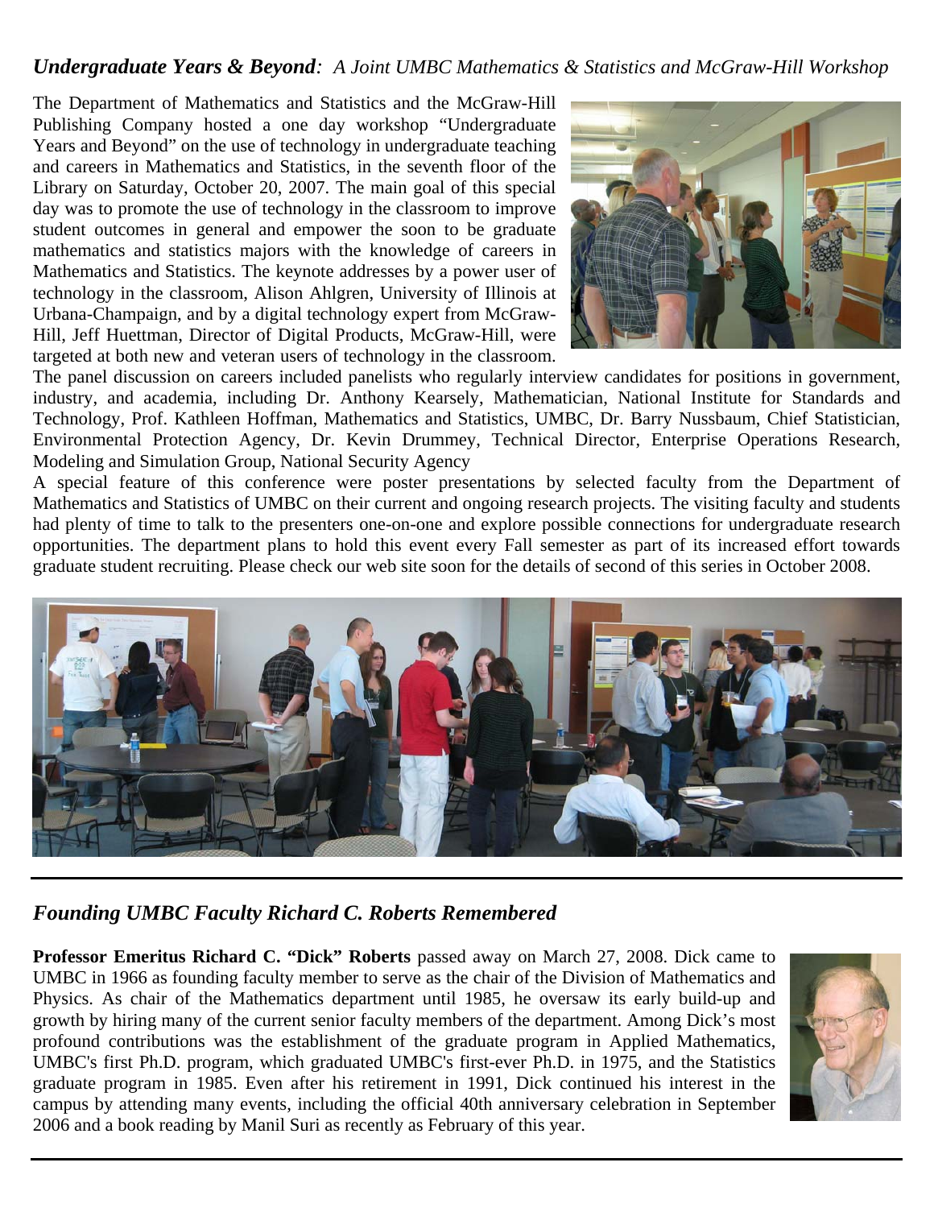## *Undergraduate Years & Beyond: A Joint UMBC Mathematics & Statistics and McGraw-Hill Workshop*

The Department of Mathematics and Statistics and the McGraw-Hill Publishing Company hosted a one day workshop "Undergraduate Years and Beyond" on the use of technology in undergraduate teaching and careers in Mathematics and Statistics, in the seventh floor of the Library on Saturday, October 20, 2007. The main goal of this special day was to promote the use of technology in the classroom to improve student outcomes in general and empower the soon to be graduate mathematics and statistics majors with the knowledge of careers in Mathematics and Statistics. The keynote addresses by a power user of technology in the classroom, Alison Ahlgren, University of Illinois at Urbana-Champaign, and by a digital technology expert from McGraw-Hill, Jeff Huettman, Director of Digital Products, McGraw-Hill, were targeted at both new and veteran users of technology in the classroom. The panel discussion on careers included panelists who regularly interview candidates for positions in government, industry, and academia, including Dr. Anthony Kearsely, Mathematician, National Institute for Standards and Technology, Prof. Kathleen Hoffman, Mathematics and Statistics, UMBC, Dr. Barry Nussbaum, Chief Statistician, Environmental Protection Agency, Dr. Kevin Drummey, Technical Director, Enterprise Operations Research, Modeling and Simulation Group, National Security Agency

A special feature of this conference were poster presentations by selected faculty from the Department of Mathematics and Statistics of UMBC on their current and ongoing research projects. The visiting faculty and students had plenty of time to talk to the presenters one-on-one and explore possible connections for undergraduate research opportunities. The department plans to hold this event every Fall semester as part of its increased effort towards graduate student recruiting. Please check our web site soon for the details of second of this series in October 2008.

## *Founding UMBC Faculty Richard C. Roberts Remembered*

**Professor Emeritus Richard C. "Dick" Roberts** passed away on March 27, 2008. Dick came to UMBC in 1966 as founding faculty member to serve as the chair of the Division of Mathematics and Physics. As chair of the Mathematics department until 1985, he oversaw its early build-up and growth by hiring many of the current senior faculty members of the department. Among Dick's most profound contributions was the establishment of the graduate program in Applied Mathematics, UMBC's first Ph.D. program, which graduated UMBC's first-ever Ph.D. in 1975, and the Statistics graduate program in 1985. Even after his retirement in 1991, Dick continued his interest in the campus by attending many events, including the official 40th anniversary celebration in September 2006 and a book reading by Manil Suri as recently as February of this year.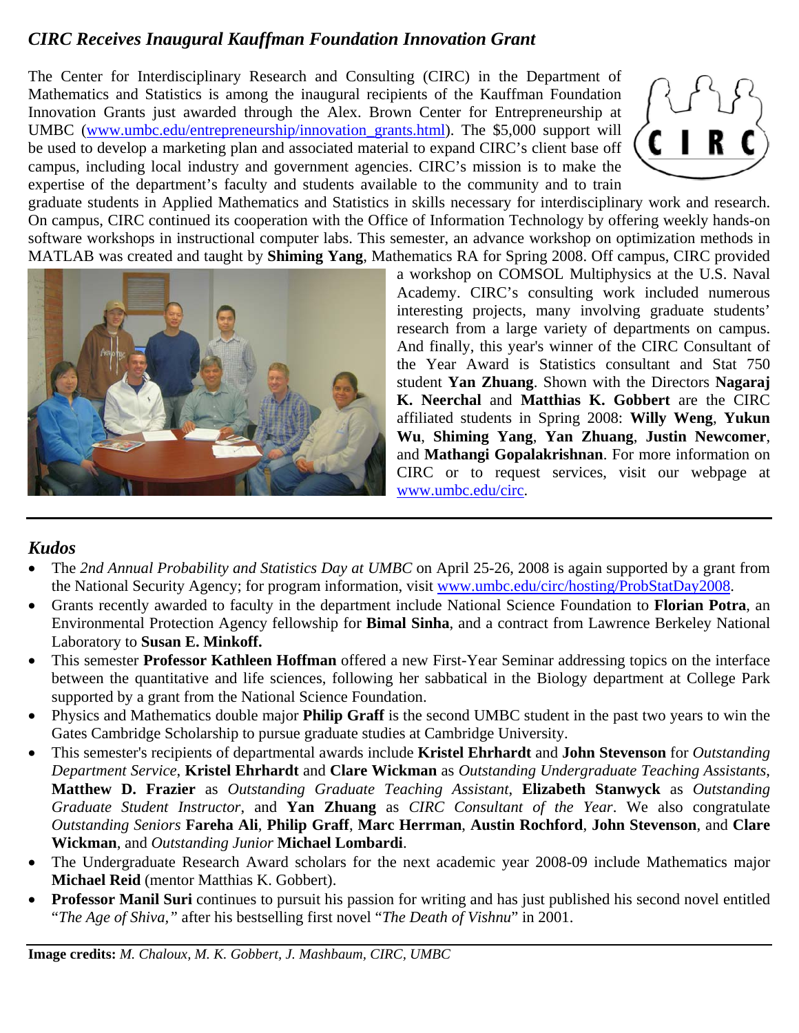## *CIRC Receives Inaugural Kauffman Foundation Innovation Grant*

The Center for Interdisciplinary Research and Consulting (CIRC) in the Department of Mathematics and Statistics is among the inaugural recipients of the Kauffman Foundation Innovation Grants just awarded through the Alex. Brown Center for Entrepreneurship at UMBC (www.umbc.edu/entrepreneurship/innovation_grants.html). The $5,000 support will be used to develop a marketing plan and associated material to expand CIRC's client base off campus, including local industry and government agencies. CIRC's mission is to make the expertise of the department's faculty and students available to the community and to train graduate students in Applied Mathematics and Statistics in skills necessary for interdisciplinary work and research. On campus, CIRC continued its cooperation with the Office of Information Technology by offering weekly hands-on software workshops in instructional computer labs. This semester, an advance workshop on optimization methods in MATLAB was created and taught by **Shiming Yang**, Mathematics RA for Spring 2008. Off campus, CIRC provided a workshop on COMSOL Multiphysics at the U.S. Naval Academy. CIRC's consulting work included numerous interesting projects, many involving graduate students' research from a large variety of departments on campus. And finally, this year's winner of the CIRC Consultant of the Year Award is Statistics consultant and Stat 750 student **Yan Zhuang**. Shown with the Directors **Nagaraj K. Neerchal** and **Matthias K. Gobbert** are the CIRC affiliated students in Spring 2008: **Willy Weng**, **Yukun Wu**, **Shiming Yang**, **Yan Zhuang**, **Justin Newcomer**, and **Mathangi Gopalakrishnan**. For more information on CIRC or to request services, visit our webpage at www.umbc.edu/circ.

---

## *Kudos*

- The *2nd Annual Probability and Statistics Day at UMBC* on April 25-26, 2008 is again supported by a grant from the National Security Agency; for program information, visit www.umbc.edu/circ/hosting/ProbStatDay2008.
- Grants recently awarded to faculty in the department include National Science Foundation to **Florian Potra**, an Environmental Protection Agency fellowship for **Bimal Sinha**, and a contract from Lawrence Berkeley National Laboratory to **Susan E. Minkoff.**
- This semester **Professor Kathleen Hoffman** offered a new First-Year Seminar addressing topics on the interface between the quantitative and life sciences, following her sabbatical in the Biology department at College Park supported by a grant from the National Science Foundation.
- Physics and Mathematics double major **Philip Graff** is the second UMBC student in the past two years to win the Gates Cambridge Scholarship to pursue graduate studies at Cambridge University.
- This semester's recipients of departmental awards include **Kristel Ehrhardt** and **John Stevenson** for *Outstanding Department Service*, **Kristel Ehrhardt** and **Clare Wickman** as *Outstanding Undergraduate Teaching Assistants*, **Matthew D. Frazier** as *Outstanding Graduate Teaching Assistant*, **Elizabeth Stanwyck** as *Outstanding Graduate Student Instructor*, and **Yan Zhuang** as *CIRC Consultant of the Year*. We also congratulate *Outstanding Seniors* **Fareha Ali**, **Philip Graff**, **Marc Herrman**, **Austin Rochford**, **John Stevenson**, and **Clare Wickman**, and *Outstanding Junior* **Michael Lombardi**.
- The Undergraduate Research Award scholars for the next academic year 2008-09 include Mathematics major **Michael Reid** (mentor Matthias K. Gobbert).
- **Professor Manil Suri** continues to pursue his passion for writing and has just published his second novel entitled "*The Age of Shiva,*" after his bestselling first novel "*The Death of Vishnu*" in 2001.

---

**Image credits:** *M. Chaloux, M. K. Gobbert, J. Mashbaum, CIRC, UMBC*